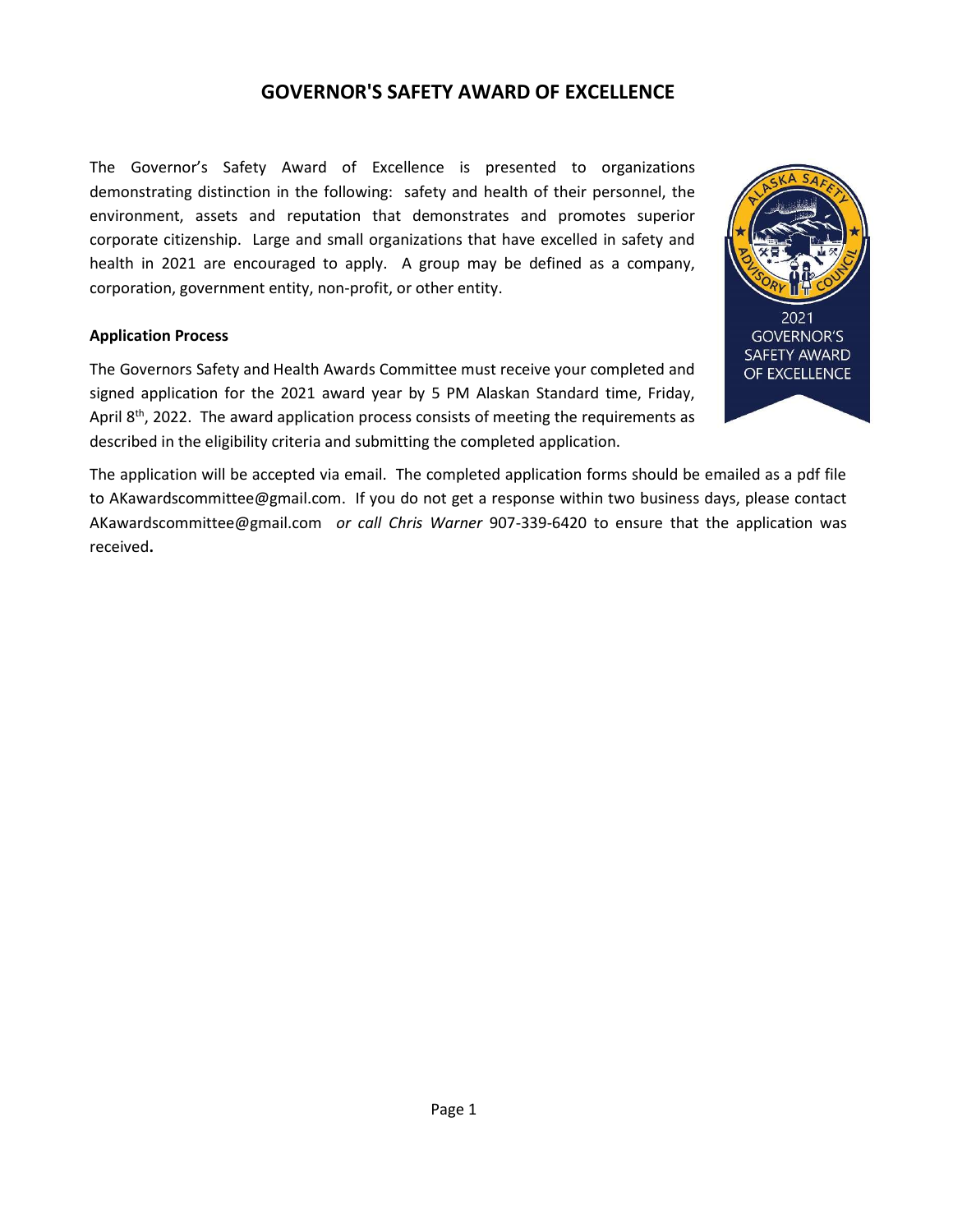# GOVERNOR'S SAFETY AWARD OF EXCELLENCE

The Governor's Safety Award of Excellence is presented to organizations demonstrating distinction in the following: safety and health of their personnel, the environment, assets and reputation that demonstrates and promotes superior corporate citizenship. Large and small organizations that have excelled in safety and health in 2021 are encouraged to apply. A group may be defined as a company, corporation, government entity, non-profit, or other entity.

**Application Process**

The Governors Safety and Health Awards Committee must receive your completed and signed application for the 2021 award year by 5 PM Alaskan Standard time, Friday, April 8th, 2022. The award application process consists of meeting the requirements as described in the eligibility criteria and submitting the completed application.

The application will be accepted via email. The completed application forms should be emailed as a pdf file to AKawardscommittee@gmail.com. If you do not get a response within two business days, please contact AKawardscommittee@gmail.com *or call Chris Warner* 907-339-6420 to ensure that the application was received**.**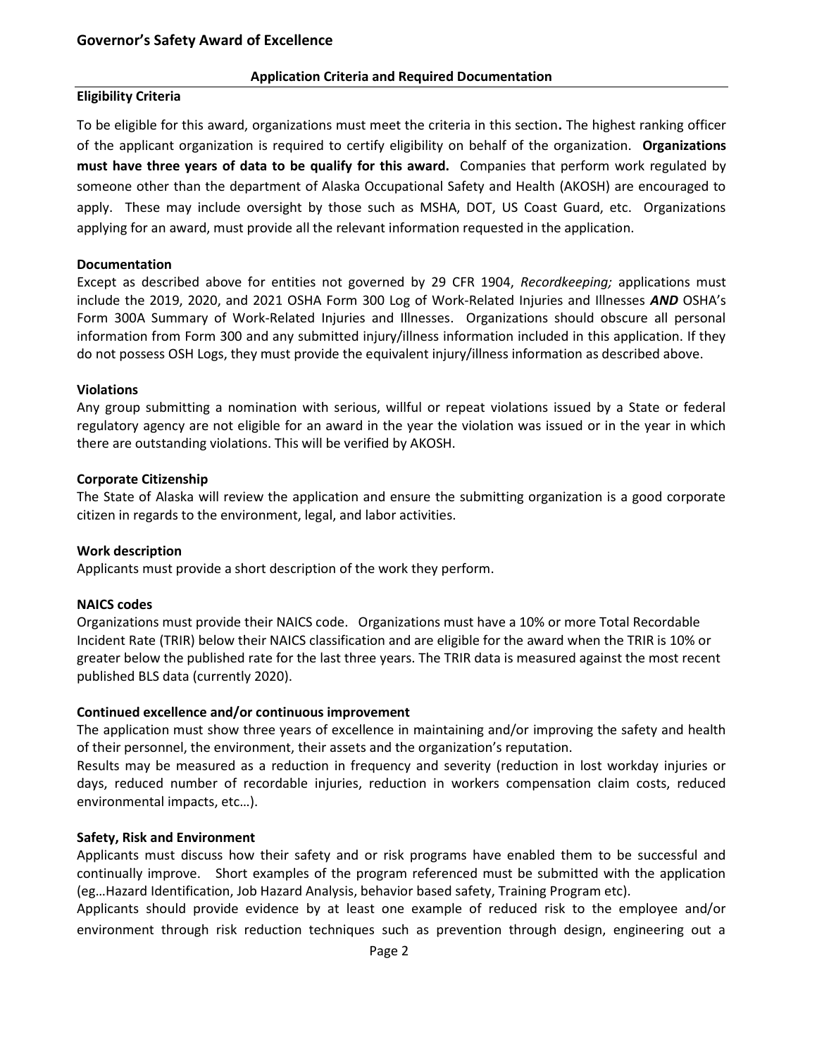## Governor's Safety Award of Excellence

**Application Criteria and Required Documentation**

### Eligibility Criteria

To be eligible for this award, organizations must meet the criteria in this section**.** The highest ranking officer of the applicant organization is required to certify eligibility on behalf of the organization. **Organizations must have three years of data to be qualify for this award.** Companies that perform work regulated by someone other than the department of Alaska Occupational Safety and Health (AKOSH) are encouraged to apply. These may include oversight by those such as MSHA, DOT, US Coast Guard, etc. Organizations applying for an award, must provide all the relevant information requested in the application.

### Documentation

Except as described above for entities not governed by 29 CFR 1904, *Recordkeeping;* applications must include the 2019, 2020, and 2021 OSHA Form 300 Log of Work-Related Injuries and Illnesses ***AND*** OSHA's Form 300A Summary of Work-Related Injuries and Illnesses. Organizations should obscure all personal information from Form 300 and any submitted injury/illness information included in this application. If they do not possess OSH Logs, they must provide the equivalent injury/illness information as described above.

### Violations

Any group submitting a nomination with serious, willful or repeat violations issued by a State or federal regulatory agency are not eligible for an award in the year the violation was issued or in the year in which there are outstanding violations. This will be verified by AKOSH.

### Corporate Citizenship

The State of Alaska will review the application and ensure the submitting organization is a good corporate citizen in regards to the environment, legal, and labor activities.

### Work description

Applicants must provide a short description of the work they perform.

### NAICS codes

Organizations must provide their NAICS code. Organizations must have a 10% or more Total Recordable Incident Rate (TRIR) below their NAICS classification and are eligible for the award when the TRIR is 10% or greater below the published rate for the last three years. The TRIR data is measured against the most recent published BLS data (currently 2020).

### Continued excellence and/or continuous improvement

The application must show three years of excellence in maintaining and/or improving the safety and health of their personnel, the environment, their assets and the organization's reputation.

Results may be measured as a reduction in frequency and severity (reduction in lost workday injuries or days, reduced number of recordable injuries, reduction in workers compensation claim costs, reduced environmental impacts, etc…).

### Safety, Risk and Environment

Applicants must discuss how their safety and or risk programs have enabled them to be successful and continually improve. Short examples of the program referenced must be submitted with the application (eg…Hazard Identification, Job Hazard Analysis, behavior based safety, Training Program etc).

Applicants should provide evidence by at least one example of reduced risk to the employee and/or environment through risk reduction techniques such as prevention through design, engineering out a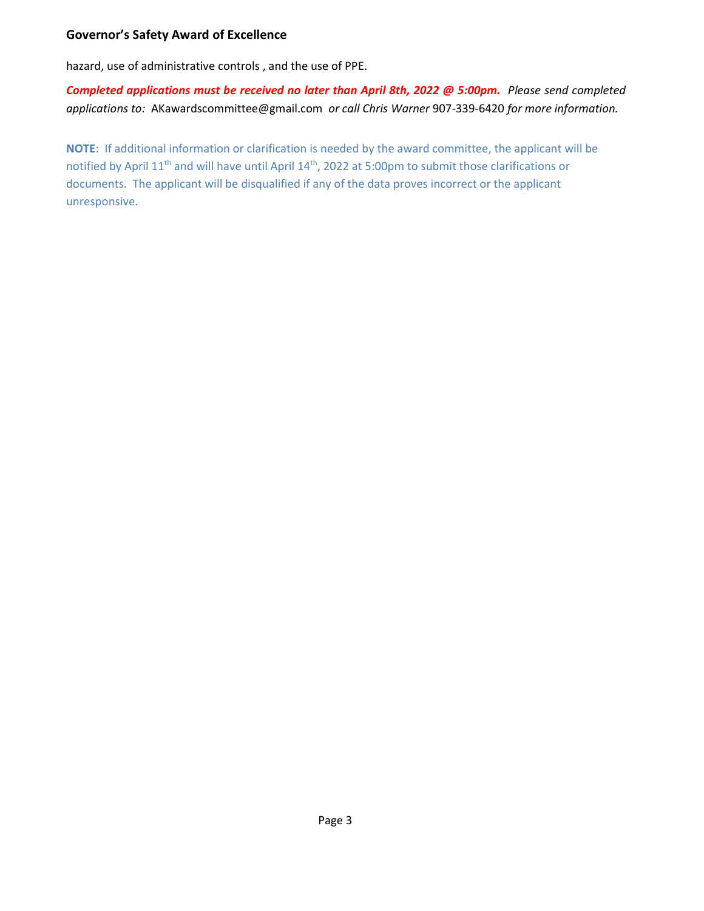hazard, use of administrative controls , and the use of PPE.

***Completed applications must be received no later than April 8th, 2022 @ 5:00pm.*** *Please send completed applications to:* AKawardscommittee@gmail.com *or call Chris Warner* 907-339-6420 *for more information.*

**NOTE**: If additional information or clarification is needed by the award committee, the applicant will be notified by April 11th and will have until April 14th, 2022 at 5:00pm to submit those clarifications or documents. The applicant will be disqualified if any of the data proves incorrect or the applicant unresponsive.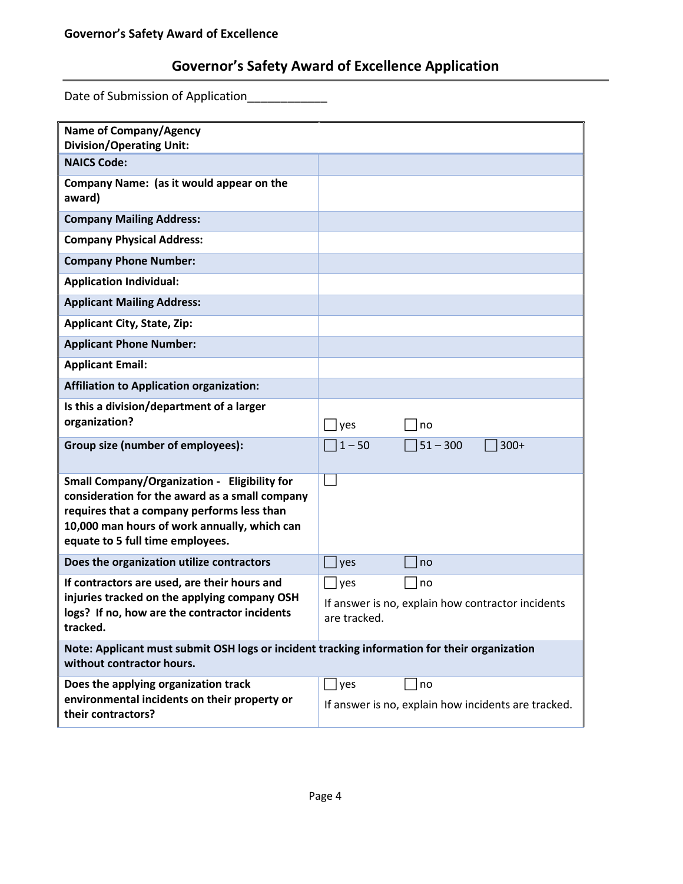## Governor's Safety Award of Excellence Application

Date of Submission of Application____________

| Name of Company/Agency<br>Division/Operating Unit: | |
|---|---|
| **NAICS Code:** | |
| **Company Name: (as it would appear on the award)** | |
| **Company Mailing Address:** | |
| **Company Physical Address:** | |
| **Company Phone Number:** | |
| **Application Individual:** | |
| **Applicant Mailing Address:** | |
| **Applicant City, State, Zip:** | |
| **Applicant Phone Number:** | |
| **Applicant Email:** | |
| **Affiliation to Application organization:** | |
| **Is this a division/department of a larger organization?** | ☐ yes ☐ no |
| **Group size (number of employees):** | ☐ 1 – 50 ☐ 51 – 300 ☐ 300+ |
| **Small Company/Organization - Eligibility for consideration for the award as a small company requires that a company performs less than 10,000 man hours of work annually, which can equate to 5 full time employees.** | ☐ |
| **Does the organization utilize contractors** | ☐ yes ☐ no |
| **If contractors are used, are their hours and injuries tracked on the applying company OSH logs? If no, how are the contractor incidents tracked.** | ☐ yes ☐ no<br>If answer is no, explain how contractor incidents are tracked. |
| **Note: Applicant must submit OSH logs or incident tracking information for their organization without contractor hours.** | |
| **Does the applying organization track environmental incidents on their property or their contractors?** | ☐ yes ☐ no<br>If answer is no, explain how incidents are tracked. |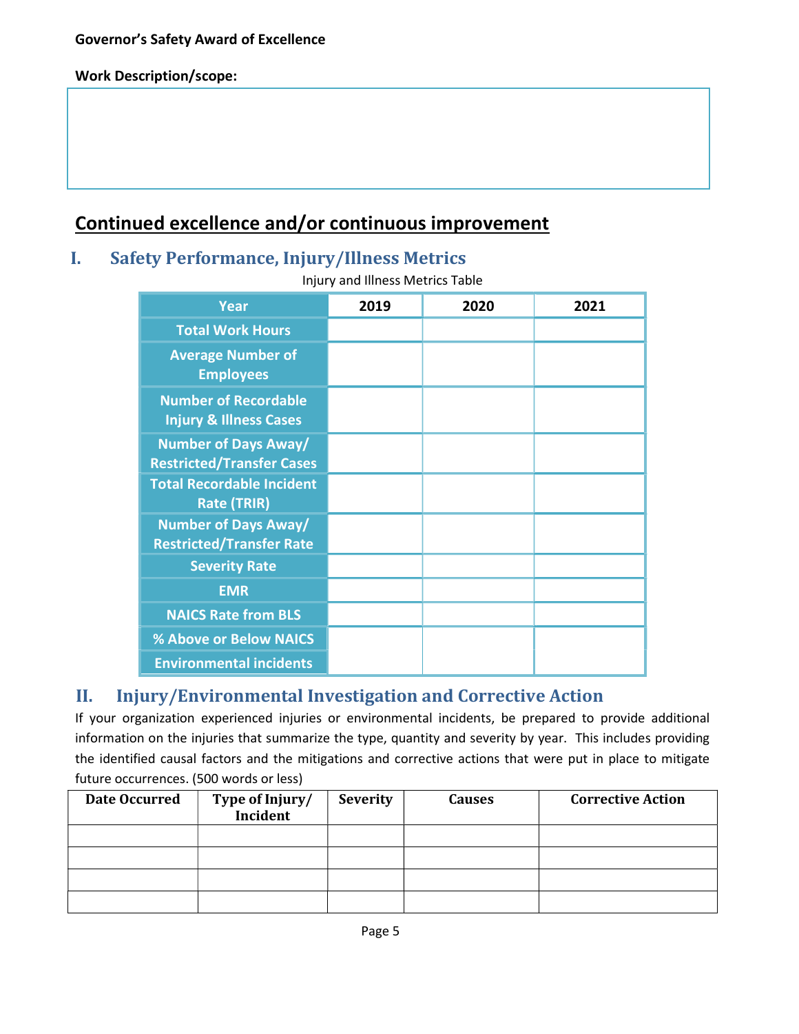**Governor's Safety Award of Excellence**

**Work Description/scope:**

## Continued excellence and/or continuous improvement

### I. Safety Performance, Injury/Illness Metrics

Injury and Illness Metrics Table

| Year | 2019 | 2020 | 2021 |
|---|---|---|---|
| Total Work Hours | | | |
| Average Number of Employees | | | |
| Number of Recordable Injury & Illness Cases | | | |
| Number of Days Away/ Restricted/Transfer Cases | | | |
| Total Recordable Incident Rate (TRIR) | | | |
| Number of Days Away/ Restricted/Transfer Rate | | | |
| Severity Rate | | | |
| EMR | | | |
| NAICS Rate from BLS | | | |
| % Above or Below NAICS | | | |
| Environmental incidents | | | |

### II. Injury/Environmental Investigation and Corrective Action

If your organization experienced injuries or environmental incidents, be prepared to provide additional information on the injuries that summarize the type, quantity and severity by year. This includes providing the identified causal factors and the mitigations and corrective actions that were put in place to mitigate future occurrences. (500 words or less)

| Date Occurred | Type of Injury/ Incident | Severity | Causes | Corrective Action |
|---|---|---|---|---|
| | | | | |
| | | | | |
| | | | | |
| | | | | |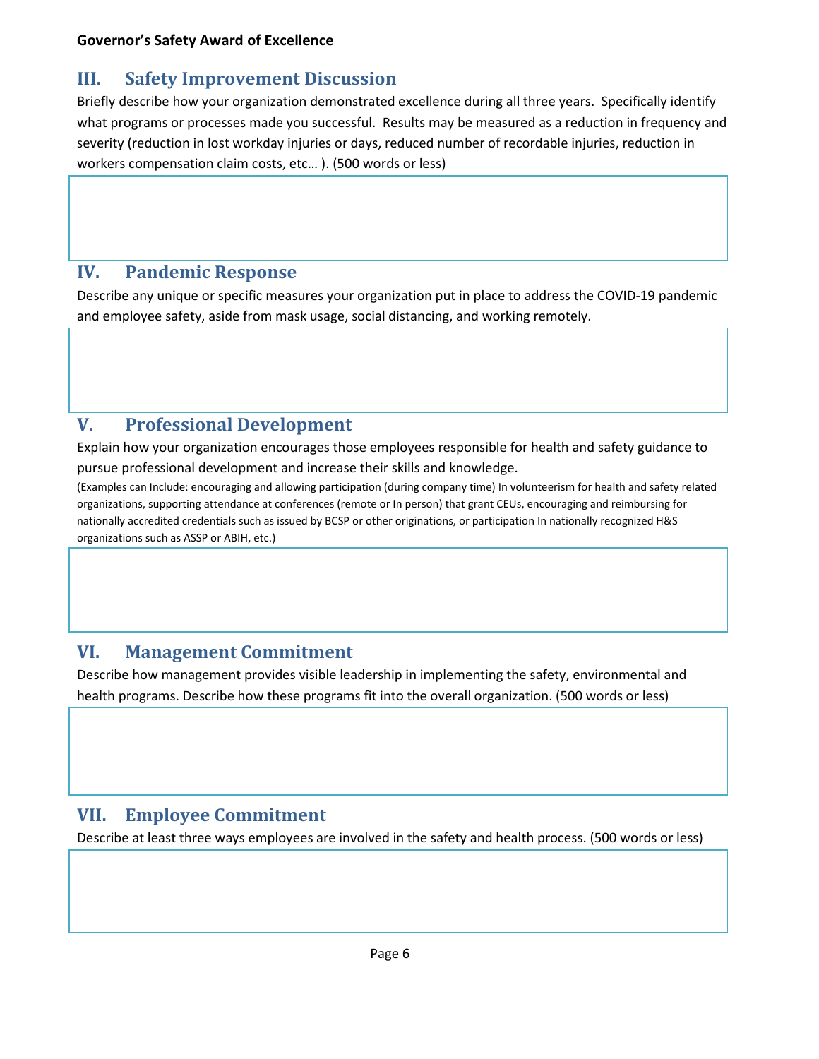## III. Safety Improvement Discussion

Briefly describe how your organization demonstrated excellence during all three years. Specifically identify what programs or processes made you successful. Results may be measured as a reduction in frequency and severity (reduction in lost workday injuries or days, reduced number of recordable injuries, reduction in workers compensation claim costs, etc… ). (500 words or less)

## IV. Pandemic Response

Describe any unique or specific measures your organization put in place to address the COVID-19 pandemic and employee safety, aside from mask usage, social distancing, and working remotely.

## V. Professional Development

Explain how your organization encourages those employees responsible for health and safety guidance to pursue professional development and increase their skills and knowledge.

(Examples can Include: encouraging and allowing participation (during company time) In volunteerism for health and safety related organizations, supporting attendance at conferences (remote or In person) that grant CEUs, encouraging and reimbursing for nationally accredited credentials such as issued by BCSP or other originations, or participation In nationally recognized H&S organizations such as ASSP or ABIH, etc.)

## VI. Management Commitment

Describe how management provides visible leadership in implementing the safety, environmental and health programs. Describe how these programs fit into the overall organization. (500 words or less)

## VII. Employee Commitment

Describe at least three ways employees are involved in the safety and health process. (500 words or less)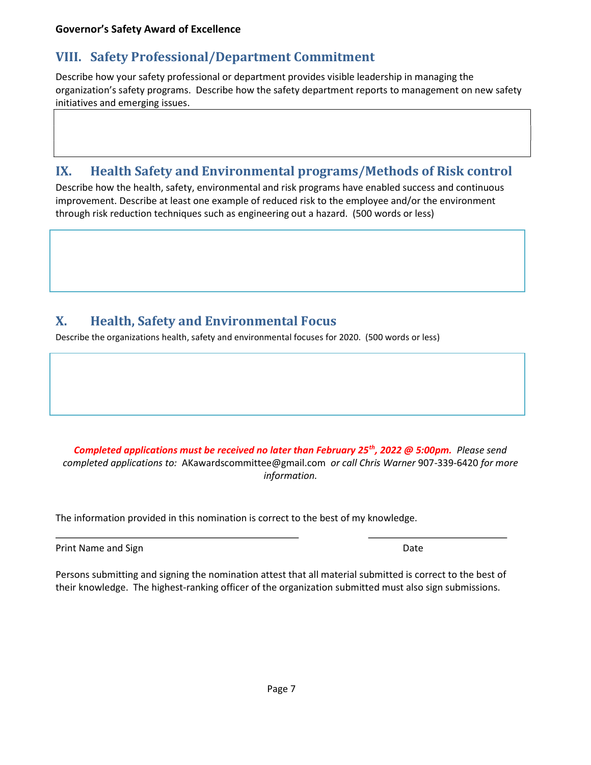## VIII. Safety Professional/Department Commitment

Describe how your safety professional or department provides visible leadership in managing the organization's safety programs. Describe how the safety department reports to management on new safety initiatives and emerging issues.

## IX. Health Safety and Environmental programs/Methods of Risk control

Describe how the health, safety, environmental and risk programs have enabled success and continuous improvement. Describe at least one example of reduced risk to the employee and/or the environment through risk reduction techniques such as engineering out a hazard. (500 words or less)

## X. Health, Safety and Environmental Focus

Describe the organizations health, safety and environmental focuses for 2020. (500 words or less)

***Completed applications must be received no later than February 25th, 2022 @ 5:00pm.*** *Please send completed applications to:* AKawardscommittee@gmail.com *or call Chris Warner* 907-339-6420 *for more information.*

The information provided in this nomination is correct to the best of my knowledge.

\_\_\_\_\_\_\_\_\_\_\_\_\_\_\_\_\_\_\_\_\_\_\_\_\_\_\_\_\_\_\_\_\_\_\_\_\_\_\_\_ \_\_\_\_\_\_\_\_\_\_\_\_\_\_\_\_\_\_\_\_\_\_\_\_

Print Name and Sign Date

Persons submitting and signing the nomination attest that all material submitted is correct to the best of their knowledge. The highest-ranking officer of the organization submitted must also sign submissions.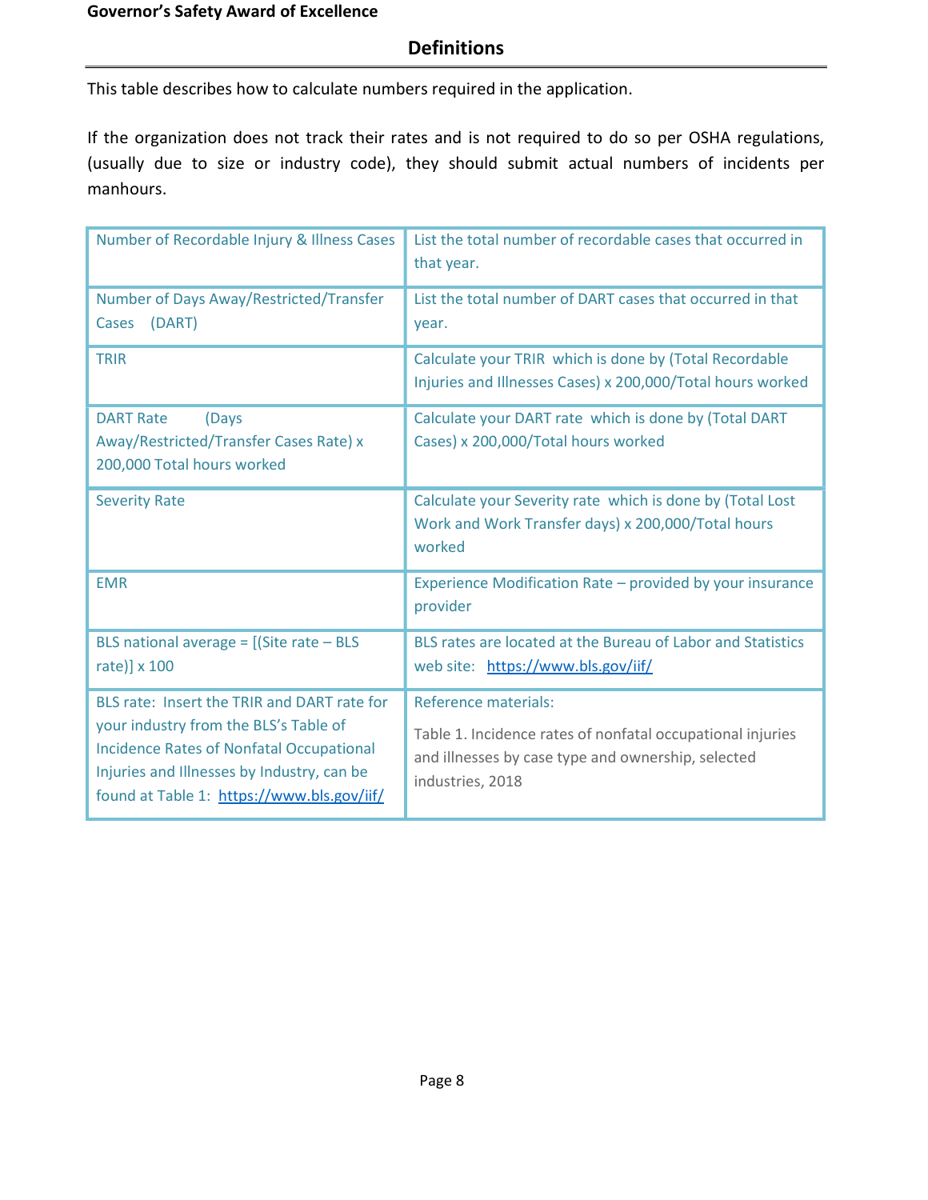## Definitions

This table describes how to calculate numbers required in the application.

If the organization does not track their rates and is not required to do so per OSHA regulations, (usually due to size or industry code), they should submit actual numbers of incidents per manhours.

| | |
|---|---|
| Number of Recordable Injury & Illness Cases | List the total number of recordable cases that occurred in that year. |
| Number of Days Away/Restricted/Transfer Cases (DART) | List the total number of DART cases that occurred in that year. |
| TRIR | Calculate your TRIR which is done by (Total Recordable Injuries and Illnesses Cases) x 200,000/Total hours worked |
| DART Rate (Days Away/Restricted/Transfer Cases Rate) x 200,000 Total hours worked | Calculate your DART rate which is done by (Total DART Cases) x 200,000/Total hours worked |
| Severity Rate | Calculate your Severity rate which is done by (Total Lost Work and Work Transfer days) x 200,000/Total hours worked |
| EMR | Experience Modification Rate – provided by your insurance provider |
| BLS national average = [(Site rate – BLS rate)] x 100 | BLS rates are located at the Bureau of Labor and Statistics web site: https://www.bls.gov/iif/ |
| BLS rate: Insert the TRIR and DART rate for your industry from the BLS's Table of Incidence Rates of Nonfatal Occupational Injuries and Illnesses by Industry, can be found at Table 1: https://www.bls.gov/iif/ | Reference materials:<br><br>Table 1. Incidence rates of nonfatal occupational injuries and illnesses by case type and ownership, selected industries, 2018 |